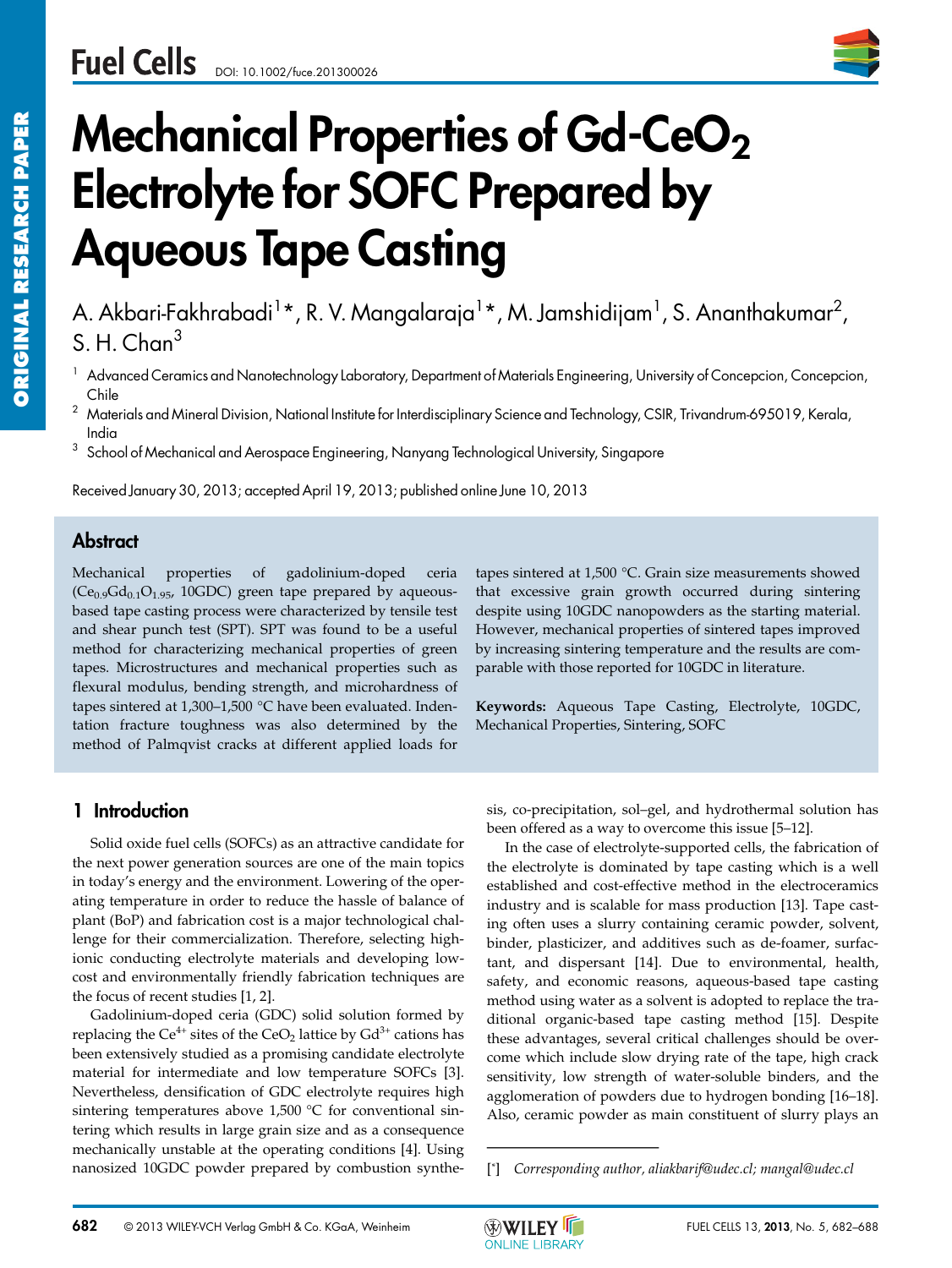ORIGINAL RESEARCH PAPER

DOI: 10.1002/fuce.201300026

# Mechanical Properties of Gd-$CeO_2$ Electrolyte for SOFC Prepared by Aqueous Tape Casting

A. Akbari-Fakhrabadi[1]*, R. V. Mangalaraja[1]*, M. Jamshidijam[1], S. Ananthakumar[2], S. H. Chan[3]

[1] Advanced Ceramics and Nanotechnology Laboratory, Department of Materials Engineering, University of Concepcion, Concepcion, Chile

[2] Materials and Mineral Division, National Institute for Interdisciplinary Science and Technology, CSIR, Trivandrum-695019, Kerala, India

[3] School of Mechanical and Aerospace Engineering, Nanyang Technological University, Singapore

Received January 30, 2013; accepted April 19, 2013; published online June 10, 2013

## Abstract

Mechanical properties of gadolinium-doped ceria ($Ce_{0.9}Gd_{0.1}O_{1.95}$, 10GDC) green tape prepared by aqueous-based tape casting process were characterized by tensile test and shear punch test (SPT). SPT was found to be a useful method for characterizing mechanical properties of green tapes. Microstructures and mechanical properties such as flexural modulus, bending strength, and microhardness of tapes sintered at 1,300–1,500 °C have been evaluated. Indentation fracture toughness was also determined by the method of Palmqvist cracks at different applied loads for tapes sintered at 1,500 °C. Grain size measurements showed that excessive grain growth occurred during sintering despite using 10GDC nanopowders as the starting material. However, mechanical properties of sintered tapes improved by increasing sintering temperature and the results are comparable with those reported for 10GDC in literature.

**Keywords:** Aqueous Tape Casting, Electrolyte, 10GDC, Mechanical Properties, Sintering, SOFC

## 1 Introduction

Solid oxide fuel cells (SOFCs) as an attractive candidate for the next power generation sources are one of the main topics in today's energy and the environment. Lowering of the operating temperature in order to reduce the hassle of balance of plant (BoP) and fabrication cost is a major technological challenge for their commercialization. Therefore, selecting high-ionic conducting electrolyte materials and developing low-cost and environmentally friendly fabrication techniques are the focus of recent studies [1, 2].

Gadolinium-doped ceria (GDC) solid solution formed by replacing the $Ce^{4+}$ sites of the $CeO_2$ lattice by $Gd^{3+}$ cations has been extensively studied as a promising candidate electrolyte material for intermediate and low temperature SOFCs [3]. Nevertheless, densification of GDC electrolyte requires high sintering temperatures above 1,500 °C for conventional sintering which results in large grain size and as a consequence mechanically unstable at the operating conditions [4]. Using nanosized 10GDC powder prepared by combustion synthesis, co-precipitation, sol–gel, and hydrothermal solution has been offered as a way to overcome this issue [5–12].

In the case of electrolyte-supported cells, the fabrication of the electrolyte is dominated by tape casting which is a well established and cost-effective method in the electroceramics industry and is scalable for mass production [13]. Tape casting often uses a slurry containing ceramic powder, solvent, binder, plasticizer, and additives such as de-foamer, surfactant, and dispersant [14]. Due to environmental, health, safety, and economic reasons, aqueous-based tape casting method using water as a solvent is adopted to replace the traditional organic-based tape casting method [15]. Despite these advantages, several critical challenges should be overcome which include slow drying rate of the tape, high crack sensitivity, low strength of water-soluble binders, and the agglomeration of powders due to hydrogen bonding [16–18]. Also, ceramic powder as main constituent of slurry plays an

[*] *Corresponding author, aliakbarif@udec.cl; mangal@udec.cl*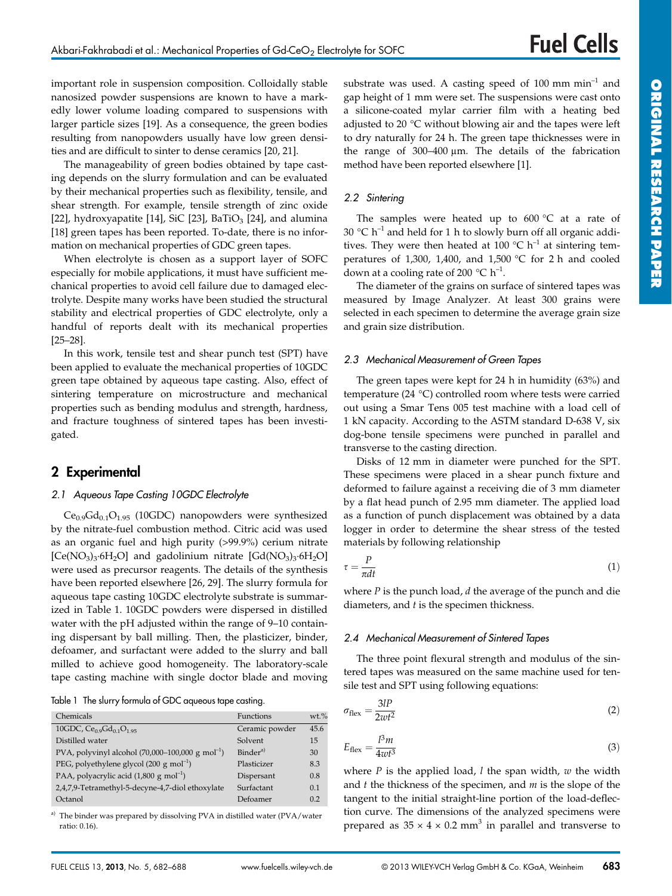important role in suspension composition. Colloidally stable nanosized powder suspensions are known to have a markedly lower volume loading compared to suspensions with larger particle sizes [19]. As a consequence, the green bodies resulting from nanopowders usually have low green densities and are difficult to sinter to dense ceramics [20, 21].

The manageability of green bodies obtained by tape casting depends on the slurry formulation and can be evaluated by their mechanical properties such as flexibility, tensile, and shear strength. For example, tensile strength of zinc oxide [22], hydroxyapatite [14], SiC [23], $BaTiO_3$ [24], and alumina [18] green tapes has been reported. To-date, there is no information on mechanical properties of GDC green tapes.

When electrolyte is chosen as a support layer of SOFC especially for mobile applications, it must have sufficient mechanical properties to avoid cell failure due to damaged electrolyte. Despite many works have been studied the structural stability and electrical properties of GDC electrolyte, only a handful of reports dealt with its mechanical properties [25–28].

In this work, tensile test and shear punch test (SPT) have been applied to evaluate the mechanical properties of 10GDC green tape obtained by aqueous tape casting. Also, effect of sintering temperature on microstructure and mechanical properties such as bending modulus and strength, hardness, and fracture toughness of sintered tapes has been investigated.

## 2 Experimental

### 2.1 Aqueous Tape Casting 10GDC Electrolyte

$Ce_{0.9}Gd_{0.1}O_{1.95}$ (10GDC) nanopowders were synthesized by the nitrate-fuel combustion method. Citric acid was used as an organic fuel and high purity (>99.9%) cerium nitrate [$Ce(NO_3)_3 \cdot 6H_2O$] and gadolinium nitrate [$Gd(NO_3)_3 \cdot 6H_2O$] were used as precursor reagents. The details of the synthesis have been reported elsewhere [26, 29]. The slurry formula for aqueous tape casting 10GDC electrolyte substrate is summarized in Table 1. 10GDC powders were dispersed in distilled water with the pH adjusted within the range of 9–10 containing dispersant by ball milling. Then, the plasticizer, binder, defoamer, and surfactant were added to the slurry and ball milled to achieve good homogeneity. The laboratory-scale tape casting machine with single doctor blade and moving substrate was used. A casting speed of 100 mm min$^{-1}$ and gap height of 1 mm were set. The suspensions were cast onto a silicone-coated mylar carrier film with a heating bed adjusted to 20 °C without blowing air and the tapes were left to dry naturally for 24 h. The green tape thicknesses were in the range of 300–400 μm. The details of the fabrication method have been reported elsewhere [1].

Table 1 The slurry formula of GDC aqueous tape casting.

| Chemicals | Functions | wt.% |
|---|---|---|
| 10GDC, $Ce_{0.9}Gd_{0.1}O_{1.95}$ | Ceramic powder | 45.6 |
| Distilled water | Solvent | 15 |
| PVA, polyvinyl alcohol (70,000–100,000 g mol$^{-1}$) | Binder[a)] | 30 |
| PEG, polyethylene glycol (200 g mol$^{-1}$) | Plasticizer | 8.3 |
| PAA, polyacrylic acid (1,800 g mol$^{-1}$) | Dispersant | 0.8 |
| 2,4,7,9-Tetramethyl-5-decyne-4,7-diol ethoxylate | Surfactant | 0.1 |
| Octanol | Defoamer | 0.2 |

a) The binder was prepared by dissolving PVA in distilled water (PVA/water ratio: 0.16).

### 2.2 Sintering

The samples were heated up to 600 °C at a rate of 30 °C h$^{-1}$ and held for 1 h to slowly burn off all organic additives. They were then heated at 100 °C h$^{-1}$ at sintering temperatures of 1,300, 1,400, and 1,500 °C for 2 h and cooled down at a cooling rate of 200 °C h$^{-1}$.

The diameter of the grains on surface of sintered tapes was measured by Image Analyzer. At least 300 grains were selected in each specimen to determine the average grain size and grain size distribution.

### 2.3 Mechanical Measurement of Green Tapes

The green tapes were kept for 24 h in humidity (63%) and temperature (24 °C) controlled room where tests were carried out using a Smar Tens 005 test machine with a load cell of 1 kN capacity. According to the ASTM standard D-638 V, six dog-bone tensile specimens were punched in parallel and transverse to the casting direction.

Disks of 12 mm in diameter were punched for the SPT. These specimens were placed in a shear punch fixture and deformed to failure against a receiving die of 3 mm diameter by a flat head punch of 2.95 mm diameter. The applied load as a function of punch displacement was obtained by a data logger in order to determine the shear stress of the tested materials by following relationship

$$\tau = \frac{P}{\pi d t} \tag{1}$$

where $P$ is the punch load, $d$ the average of the punch and die diameters, and $t$ is the specimen thickness.

### 2.4 Mechanical Measurement of Sintered Tapes

The three point flexural strength and modulus of the sintered tapes was measured on the same machine used for tensile test and SPT using following equations:

$$\sigma_{\text{flex}} = \frac{3lP}{2wt^2} \tag{2}$$

$$E_{\text{flex}} = \frac{l^3 m}{4wt^3} \tag{3}$$

where $P$ is the applied load, $l$ the span width, $w$ the width and $t$ the thickness of the specimen, and $m$ is the slope of the tangent to the initial straight-line portion of the load-deflection curve. The dimensions of the analyzed specimens were prepared as 35 × 4 × 0.2 mm$^3$ in parallel and transverse to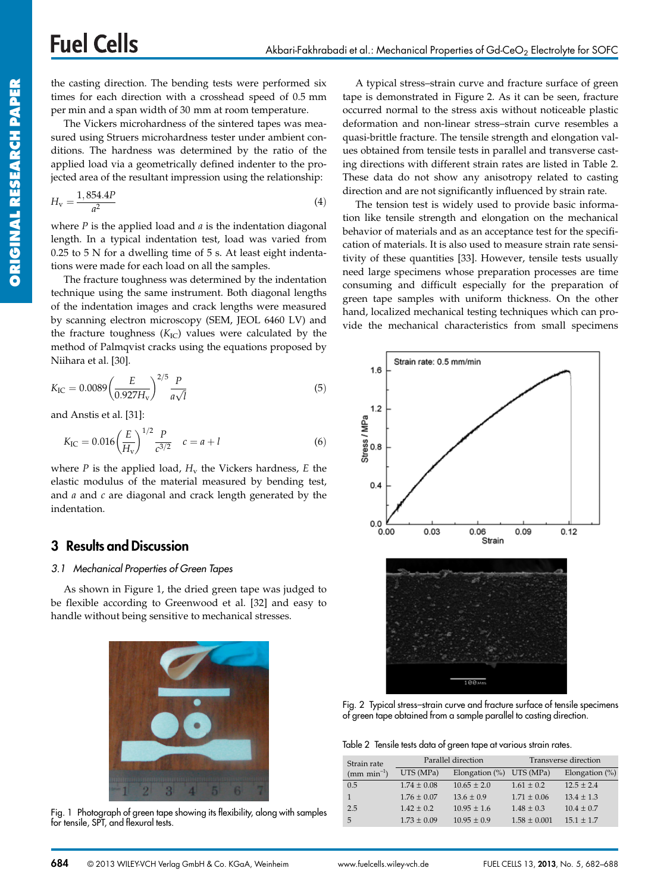the casting direction. The bending tests were performed six times for each direction with a crosshead speed of 0.5 mm per min and a span width of 30 mm at room temperature.

The Vickers microhardness of the sintered tapes was measured using Struers microhardness tester under ambient conditions. The hardness was determined by the ratio of the applied load via a geometrically defined indenter to the projected area of the resultant impression using the relationship:

$$H_v = \frac{1,854.4P}{a^2} \tag{4}$$

where $P$ is the applied load and $a$ is the indentation diagonal length. In a typical indentation test, load was varied from 0.25 to 5 N for a dwelling time of 5 s. At least eight indentations were made for each load on all the samples.

The fracture toughness was determined by the indentation technique using the same instrument. Both diagonal lengths of the indentation images and crack lengths were measured by scanning electron microscopy (SEM, JEOL 6460 LV) and the fracture toughness ($K_{IC}$) values were calculated by the method of Palmqvist cracks using the equations proposed by Niihara et al. [30].

$$K_{IC} = 0.0089\left(\frac{E}{0.927H_v}\right)^{2/5}\frac{P}{a\sqrt{l}} \tag{5}$$

and Anstis et al. [31]:

$$K_{IC} = 0.016\left(\frac{E}{H_v}\right)^{1/2}\frac{P}{c^{3/2}} \quad c = a + l \tag{6}$$

where $P$ is the applied load, $H_v$ the Vickers hardness, $E$ the elastic modulus of the material measured by bending test, and $a$ and $c$ are diagonal and crack length generated by the indentation.

## 3 Results and Discussion

### 3.1 *Mechanical Properties of Green Tapes*

As shown in Figure 1, the dried green tape was judged to be flexible according to Greenwood et al. [32] and easy to handle without being sensitive to mechanical stresses.

Fig. 1 Photograph of green tape showing its flexibility, along with samples for tensile, SPT, and flexural tests.

A typical stress–strain curve and fracture surface of green tape is demonstrated in Figure 2. As it can be seen, fracture occurred normal to the stress axis without noticeable plastic deformation and non-linear stress–strain curve resembles a quasi-brittle fracture. The tensile strength and elongation values obtained from tensile tests in parallel and transverse casting directions with different strain rates are listed in Table 2. These data do not show any anisotropy related to casting direction and are not significantly influenced by strain rate.

The tension test is widely used to provide basic information like tensile strength and elongation on the mechanical behavior of materials and as an acceptance test for the specification of materials. It is also used to measure strain rate sensitivity of these quantities [33]. However, tensile tests usually need large specimens whose preparation processes are time consuming and difficult especially for the preparation of green tape samples with uniform thickness. On the other hand, localized mechanical testing techniques which can provide the mechanical characteristics from small specimens

Fig. 2 Typical stress–strain curve and fracture surface of tensile specimens of green tape obtained from a sample parallel to casting direction.

Table 2 Tensile tests data of green tape at various strain rates.

| Strain rate ($mm\ min^{-1}$) | Parallel direction | | Transverse direction | |
|---|---|---|---|---|
| | UTS (MPa) | Elongation (%) | UTS (MPa) | Elongation (%) |
| 0.5 | 1.74 ± 0.08 | 10.65 ± 2.0 | 1.61 ± 0.2 | 12.5 ± 2.4 |
| 1 | 1.76 ± 0.07 | 13.6 ± 0.9 | 1.71 ± 0.06 | 13.4 ± 1.3 |
| 2.5 | 1.42 ± 0.2 | 10.95 ± 1.6 | 1.48 ± 0.3 | 10.4 ± 0.7 |
| 5 | 1.73 ± 0.09 | 10.95 ± 0.9 | 1.58 ± 0.001 | 15.1 ± 1.7 |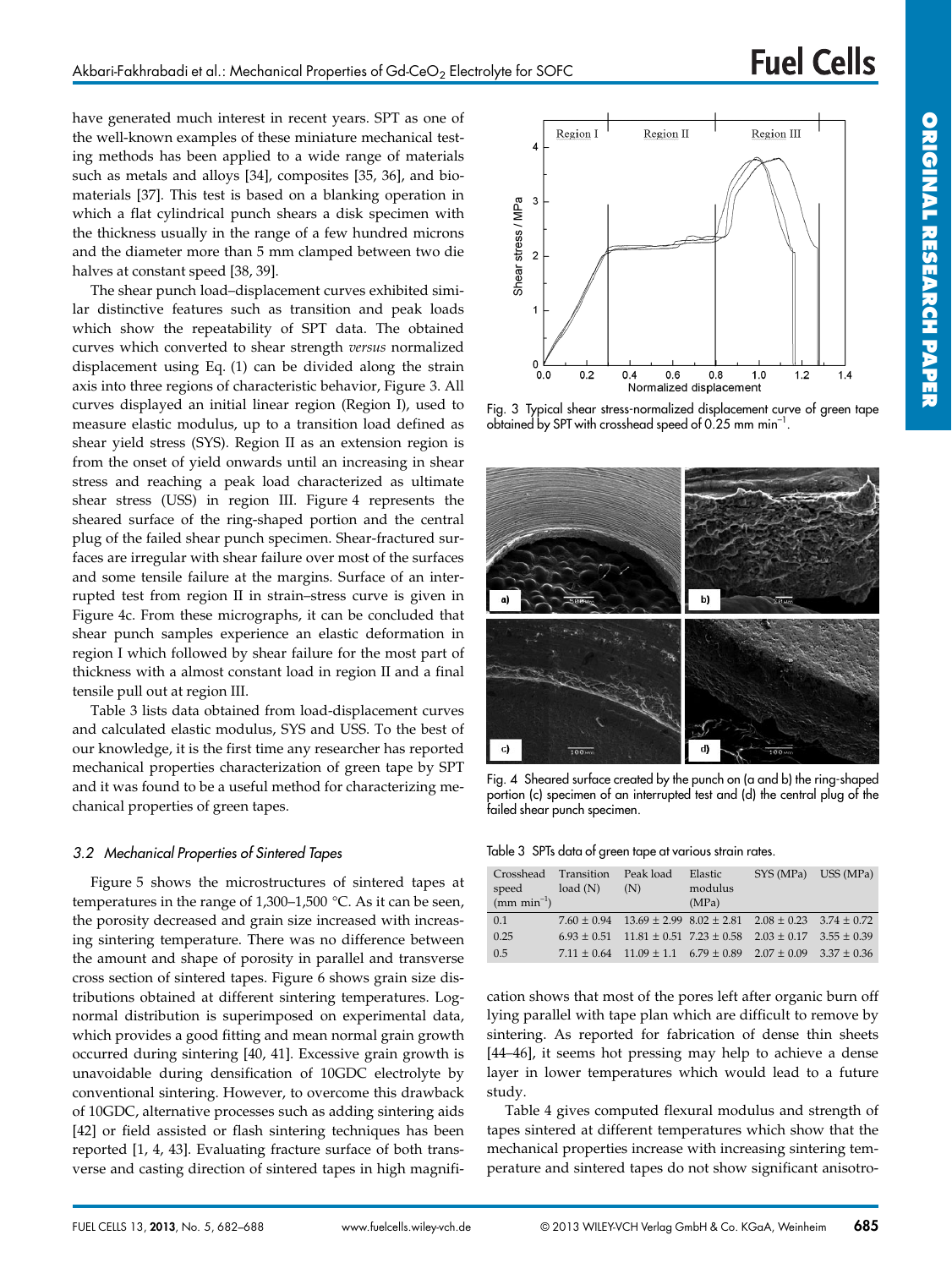have generated much interest in recent years. SPT as one of the well-known examples of these miniature mechanical testing methods has been applied to a wide range of materials such as metals and alloys [34], composites [35, 36], and biomaterials [37]. This test is based on a blanking operation in which a flat cylindrical punch shears a disk specimen with the thickness usually in the range of a few hundred microns and the diameter more than 5 mm clamped between two die halves at constant speed [38, 39].

The shear punch load–displacement curves exhibited similar distinctive features such as transition and peak loads which show the repeatability of SPT data. The obtained curves which converted to shear strength *versus* normalized displacement using Eq. (1) can be divided along the strain axis into three regions of characteristic behavior, Figure 3. All curves displayed an initial linear region (Region I), used to measure elastic modulus, up to a transition load defined as shear yield stress (SYS). Region II as an extension region is from the onset of yield onwards until an increasing in shear stress and reaching a peak load characterized as ultimate shear stress (USS) in region III. Figure 4 represents the sheared surface of the ring-shaped portion and the central plug of the failed shear punch specimen. Shear-fractured surfaces are irregular with shear failure over most of the surfaces and some tensile failure at the margins. Surface of an interrupted test from region II in strain–stress curve is given in Figure 4c. From these micrographs, it can be concluded that shear punch samples experience an elastic deformation in region I which followed by shear failure for the most part of thickness with a almost constant load in region II and a final tensile pull out at region III.

Table 3 lists data obtained from load-displacement curves and calculated elastic modulus, SYS and USS. To the best of our knowledge, it is the first time any researcher has reported mechanical properties characterization of green tape by SPT and it was found to be a useful method for characterizing mechanical properties of green tapes.

Fig. 3 Typical shear stress-normalized displacement curve of green tape obtained by SPT with crosshead speed of 0.25 mm min$^{-1}$.

Fig. 4 Sheared surface created by the punch on (a and b) the ring-shaped portion (c) specimen of an interrupted test and (d) the central plug of the failed shear punch specimen.

Table 3 SPTs data of green tape at various strain rates.

| Crosshead speed (mm min$^{-1}$) | Transition load (N) | Peak load (N) | Elastic modulus (MPa) | SYS (MPa) | USS (MPa) |
|---|---|---|---|---|---|
| 0.1 | 7.60 ± 0.94 | 13.69 ± 2.99 | 8.02 ± 2.81 | 2.08 ± 0.23 | 3.74 ± 0.72 |
| 0.25 | 6.93 ± 0.51 | 11.81 ± 0.51 | 7.23 ± 0.58 | 2.03 ± 0.17 | 3.55 ± 0.39 |
| 0.5 | 7.11 ± 0.64 | 11.09 ± 1.1 | 6.79 ± 0.89 | 2.07 ± 0.09 | 3.37 ± 0.36 |

### 3.2 Mechanical Properties of Sintered Tapes

Figure 5 shows the microstructures of sintered tapes at temperatures in the range of 1,300–1,500 °C. As it can be seen, the porosity decreased and grain size increased with increasing sintering temperature. There was no difference between the amount and shape of porosity in parallel and transverse cross section of sintered tapes. Figure 6 shows grain size distributions obtained at different sintering temperatures. Log-normal distribution is superimposed on experimental data, which provides a good fitting and mean normal grain growth occurred during sintering [40, 41]. Excessive grain growth is unavoidable during densification of 10GDC electrolyte by conventional sintering. However, to overcome this drawback of 10GDC, alternative processes such as adding sintering aids [42] or field assisted or flash sintering techniques has been reported [1, 4, 43]. Evaluating fracture surface of both transverse and casting direction of sintered tapes in high magnification shows that most of the pores left after organic burn off lying parallel with tape plan which are difficult to remove by sintering. As reported for fabrication of dense thin sheets [44–46], it seems hot pressing may help to achieve a dense layer in lower temperatures which would lead to a future study.

Table 4 gives computed flexural modulus and strength of tapes sintered at different temperatures which show that the mechanical properties increase with increasing sintering temperature and sintered tapes do not show significant anisotro-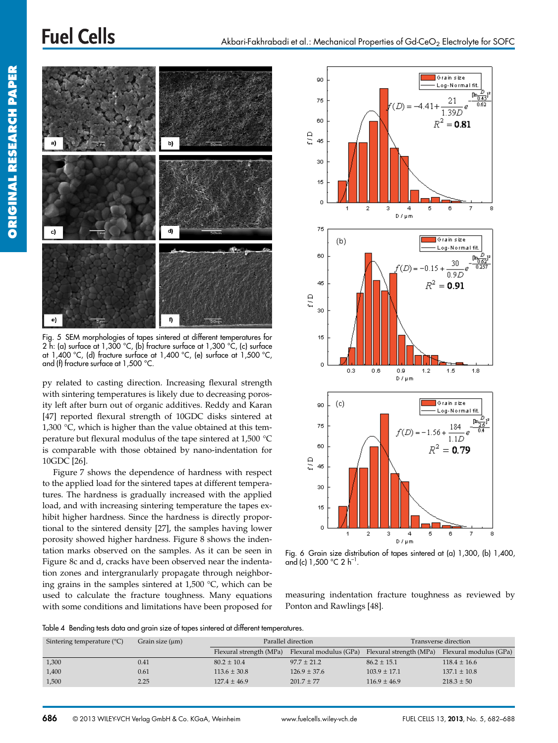Fig. 5 SEM morphologies of tapes sintered at different temperatures for 2 h: (a) surface at 1,300 °C, (b) fracture surface at 1,300 °C, (c) surface at 1,400 °C, (d) fracture surface at 1,400 °C, (e) surface at 1,500 °C, and (f) fracture surface at 1,500 °C.

py related to casting direction. Increasing flexural strength with sintering temperatures is likely due to decreasing porosity left after burn out of organic additives. Reddy and Karan [47] reported flexural strength of 10GDC disks sintered at 1,300 °C, which is higher than the value obtained at this temperature but flexural modulus of the tape sintered at 1,500 °C is comparable with those obtained by nano-indentation for 10GDC [26].

Figure 7 shows the dependence of hardness with respect to the applied load for the sintered tapes at different temperatures. The hardness is gradually increased with the applied load, and with increasing sintering temperature the tapes exhibit higher hardness. Since the hardness is directly proportional to the sintered density [27], the samples having lower porosity showed higher hardness. Figure 8 shows the indentation marks observed on the samples. As it can be seen in Figure 8c and d, cracks have been observed near the indentation zones and intergranularly propagate through neighboring grains in the samples sintered at 1,500 °C, which can be used to calculate the fracture toughness. Many equations with some conditions and limitations have been proposed for measuring indentation fracture toughness as reviewed by Ponton and Rawlings [48].

Fig. 6 Grain size distribution of tapes sintered at (a) 1,300, (b) 1,400, and (c) 1,500 °C 2 $h^{-1}$.

Table 4 Bending tests data and grain size of tapes sintered at different temperatures.

| Sintering temperature (°C) | Grain size (μm) | Parallel direction | | Transverse direction | |
|---|---|---|---|---|---|
| | | Flexural strength (MPa) | Flexural modulus (GPa) | Flexural strength (MPa) | Flexural modulus (GPa) |
| 1,300 | 0.41 | 80.2 ± 10.4 | 97.7 ± 21.2 | 86.2 ± 15.1 | 118.4 ± 16.6 |
| 1,400 | 0.61 | 113.6 ± 30.8 | 126.9 ± 37.6 | 103.9 ± 17.1 | 137.1 ± 10.8 |
| 1,500 | 2.25 | 127.4 ± 46.9 | 201.7 ± 77 | 116.9 ± 46.9 | 218.3 ± 50 |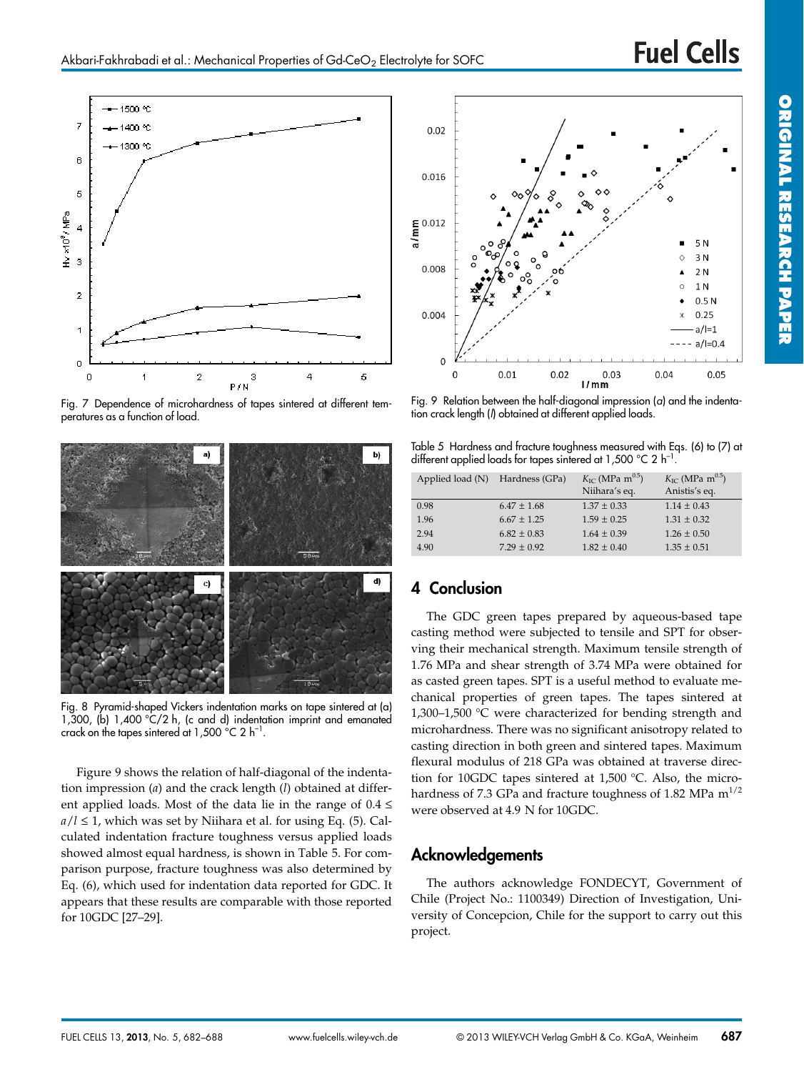Fig. 7 Dependence of microhardness of tapes sintered at different temperatures as a function of load.

Fig. 8 Pyramid-shaped Vickers indentation marks on tape sintered at (a) 1,300, (b) 1,400 °C/2 h, (c and d) indentation imprint and emanated crack on the tapes sintered at 1,500 °C 2 $h^{-1}$.

Figure 9 shows the relation of half-diagonal of the indentation impression ($a$) and the crack length ($l$) obtained at different applied loads. Most of the data lie in the range of $0.4 \leq a/l \leq 1$, which was set by Niihara et al. for using Eq. (5). Calculated indentation fracture toughness versus applied loads showed almost equal hardness, is shown in Table 5. For comparison purpose, fracture toughness was also determined by Eq. (6), which used for indentation data reported for GDC. It appears that these results are comparable with those reported for 10GDC [27–29].

Fig. 9 Relation between the half-diagonal impression ($a$) and the indentation crack length ($l$) obtained at different applied loads.

Table 5 Hardness and fracture toughness measured with Eqs. (6) to (7) at different applied loads for tapes sintered at 1,500 °C 2 $h^{-1}$.

| Applied load (N) | Hardness (GPa) | $K_{IC}$ (MPa $m^{0.5}$) Niihara's eq. | $K_{IC}$ (MPa $m^{0.5}$) Anistis's eq. |
|---|---|---|---|
| 0.98 | 6.47 ± 1.68 | 1.37 ± 0.33 | 1.14 ± 0.43 |
| 1.96 | 6.67 ± 1.25 | 1.59 ± 0.25 | 1.31 ± 0.32 |
| 2.94 | 6.82 ± 0.83 | 1.64 ± 0.39 | 1.26 ± 0.50 |
| 4.90 | 7.29 ± 0.92 | 1.82 ± 0.40 | 1.35 ± 0.51 |

## 4 Conclusion

The GDC green tapes prepared by aqueous-based tape casting method were subjected to tensile and SPT for observing their mechanical strength. Maximum tensile strength of 1.76 MPa and shear strength of 3.74 MPa were obtained for as casted green tapes. SPT is a useful method to evaluate mechanical properties of green tapes. The tapes sintered at 1,300–1,500 °C were characterized for bending strength and microhardness. There was no significant anisotropy related to casting direction in both green and sintered tapes. Maximum flexural modulus of 218 GPa was obtained at traverse direction for 10GDC tapes sintered at 1,500 °C. Also, the microhardness of 7.3 GPa and fracture toughness of 1.82 MPa $m^{1/2}$ were observed at 4.9 N for 10GDC.

## Acknowledgements

The authors acknowledge FONDECYT, Government of Chile (Project No.: 1100349) Direction of Investigation, University of Concepcion, Chile for the support to carry out this project.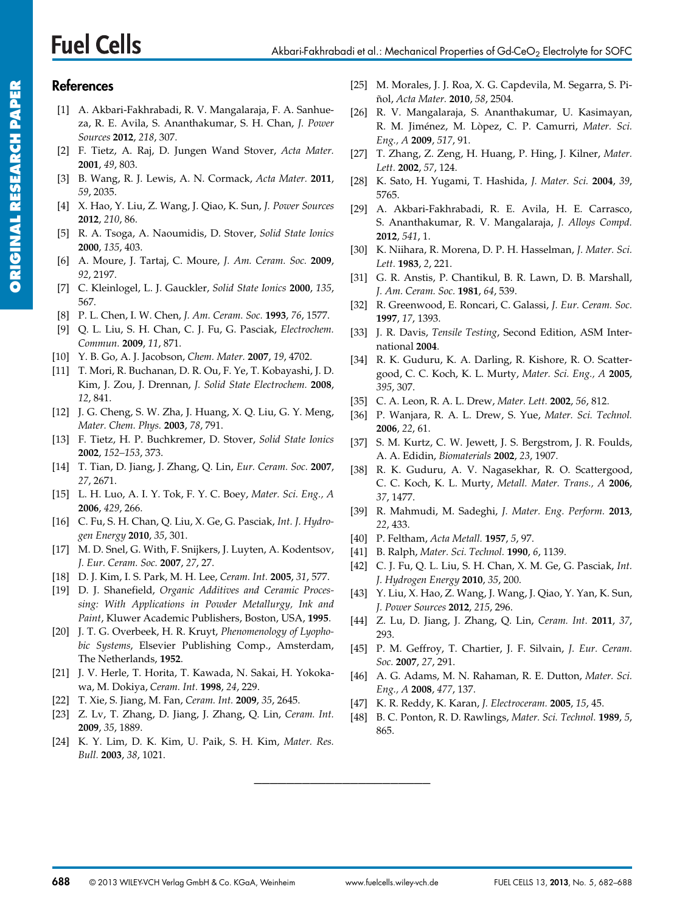## References

[1] A. Akbari-Fakhrabadi, R. V. Mangalaraja, F. A. Sanhueza, R. E. Avila, S. Ananthakumar, S. H. Chan, *J. Power Sources* **2012**, *218*, 307.

[2] F. Tietz, A. Raj, D. Jungen Wand Stover, *Acta Mater.* **2001**, *49*, 803.

[3] B. Wang, R. J. Lewis, A. N. Cormack, *Acta Mater.* **2011**, *59*, 2035.

[4] X. Hao, Y. Liu, Z. Wang, J. Qiao, K. Sun, *J. Power Sources* **2012**, *210*, 86.

[5] R. A. Tsoga, A. Naoumidis, D. Stover, *Solid State Ionics* **2000**, *135*, 403.

[6] A. Moure, J. Tartaj, C. Moure, *J. Am. Ceram. Soc.* **2009**, *92*, 2197.

[7] C. Kleinlogel, L. J. Gauckler, *Solid State Ionics* **2000**, *135*, 567.

[8] P. L. Chen, I. W. Chen, *J. Am. Ceram. Soc.* **1993**, *76*, 1577.

[9] Q. L. Liu, S. H. Chan, C. J. Fu, G. Pasciak, *Electrochem. Commun.* **2009**, *11*, 871.

[10] Y. B. Go, A. J. Jacobson, *Chem. Mater.* **2007**, *19*, 4702.

[11] T. Mori, R. Buchanan, D. R. Ou, F. Ye, T. Kobayashi, J. D. Kim, J. Zou, J. Drennan, *J. Solid State Electrochem.* **2008**, *12*, 841.

[12] J. G. Cheng, S. W. Zha, J. Huang, X. Q. Liu, G. Y. Meng, *Mater. Chem. Phys.* **2003**, *78*, 791.

[13] F. Tietz, H. P. Buchkremer, D. Stover, *Solid State Ionics* **2002**, *152–153*, 373.

[14] T. Tian, D. Jiang, J. Zhang, Q. Lin, *Eur. Ceram. Soc.* **2007**, *27*, 2671.

[15] L. H. Luo, A. I. Y. Tok, F. Y. C. Boey, *Mater. Sci. Eng., A* **2006**, *429*, 266.

[16] C. Fu, S. H. Chan, Q. Liu, X. Ge, G. Pasciak, *Int. J. Hydrogen Energy* **2010**, *35*, 301.

[17] M. D. Snel, G. With, F. Snijkers, J. Luyten, A. Kodentsov, *J. Eur. Ceram. Soc.* **2007**, *27*, 27.

[18] D. J. Kim, I. S. Park, M. H. Lee, *Ceram. Int.* **2005**, *31*, 577.

[19] D. J. Shanefield, *Organic Additives and Ceramic Processing: With Applications in Powder Metallurgy, Ink and Paint*, Kluwer Academic Publishers, Boston, USA, **1995**.

[20] J. T. G. Overbeek, H. R. Kruyt, *Phenomenology of Lyophobic Systems*, Elsevier Publishing Comp., Amsterdam, The Netherlands, **1952**.

[21] J. V. Herle, T. Horita, T. Kawada, N. Sakai, H. Yokokawa, M. Dokiya, *Ceram. Int.* **1998**, *24*, 229.

[22] T. Xie, S. Jiang, M. Fan, *Ceram. Int.* **2009**, *35*, 2645.

[23] Z. Lv, T. Zhang, D. Jiang, J. Zhang, Q. Lin, *Ceram. Int.* **2009**, *35*, 1889.

[24] K. Y. Lim, D. K. Kim, U. Paik, S. H. Kim, *Mater. Res. Bull.* **2003**, *38*, 1021.

[25] M. Morales, J. J. Roa, X. G. Capdevila, M. Segarra, S. Piñol, *Acta Mater.* **2010**, *58*, 2504.

[26] R. V. Mangalaraja, S. Ananthakumar, U. Kasimayan, R. M. Jiménez, M. Lòpez, C. P. Camurri, *Mater. Sci. Eng., A* **2009**, *517*, 91.

[27] T. Zhang, Z. Zeng, H. Huang, P. Hing, J. Kilner, *Mater. Lett.* **2002**, *57*, 124.

[28] K. Sato, H. Yugami, T. Hashida, *J. Mater. Sci.* **2004**, *39*, 5765.

[29] A. Akbari-Fakhrabadi, R. E. Avila, H. E. Carrasco, S. Ananthakumar, R. V. Mangalaraja, *J. Alloys Compd.* **2012**, *541*, 1.

[30] K. Niihara, R. Morena, D. P. H. Hasselman, *J. Mater. Sci. Lett.* **1983**, *2*, 221.

[31] G. R. Anstis, P. Chantikul, B. R. Lawn, D. B. Marshall, *J. Am. Ceram. Soc.* **1981**, *64*, 539.

[32] R. Greenwood, E. Roncari, C. Galassi, *J. Eur. Ceram. Soc.* **1997**, *17*, 1393.

[33] J. R. Davis, *Tensile Testing*, Second Edition, ASM International **2004**.

[34] R. K. Guduru, K. A. Darling, R. Kishore, R. O. Scattergood, C. C. Koch, K. L. Murty, *Mater. Sci. Eng., A* **2005**, *395*, 307.

[35] C. A. Leon, R. A. L. Drew, *Mater. Lett.* **2002**, *56*, 812.

[36] P. Wanjara, R. A. L. Drew, S. Yue, *Mater. Sci. Technol.* **2006**, *22*, 61.

[37] S. M. Kurtz, C. W. Jewett, J. S. Bergstrom, J. R. Foulds, A. A. Edidin, *Biomaterials* **2002**, *23*, 1907.

[38] R. K. Guduru, A. V. Nagasekhar, R. O. Scattergood, C. C. Koch, K. L. Murty, *Metall. Mater. Trans., A* **2006**, *37*, 1477.

[39] R. Mahmudi, M. Sadeghi, *J. Mater. Eng. Perform.* **2013**, *22*, 433.

[40] P. Feltham, *Acta Metall.* **1957**, *5*, 97.

[41] B. Ralph, *Mater. Sci. Technol.* **1990**, *6*, 1139.

[42] C. J. Fu, Q. L. Liu, S. H. Chan, X. M. Ge, G. Pasciak, *Int. J. Hydrogen Energy* **2010**, *35*, 200.

[43] Y. Liu, X. Hao, Z. Wang, J. Wang, J. Qiao, Y. Yan, K. Sun, *J. Power Sources* **2012**, *215*, 296.

[44] Z. Lu, D. Jiang, J. Zhang, Q. Lin, *Ceram. Int.* **2011**, *37*, 293.

[45] P. M. Geffroy, T. Chartier, J. F. Silvain, *J. Eur. Ceram. Soc.* **2007**, *27*, 291.

[46] A. G. Adams, M. N. Rahaman, R. E. Dutton, *Mater. Sci. Eng., A* **2008**, *477*, 137.

[47] K. R. Reddy, K. Karan, *J. Electroceram.* **2005**, *15*, 45.

[48] B. C. Ponton, R. D. Rawlings, *Mater. Sci. Technol.* **1989**, *5*, 865.